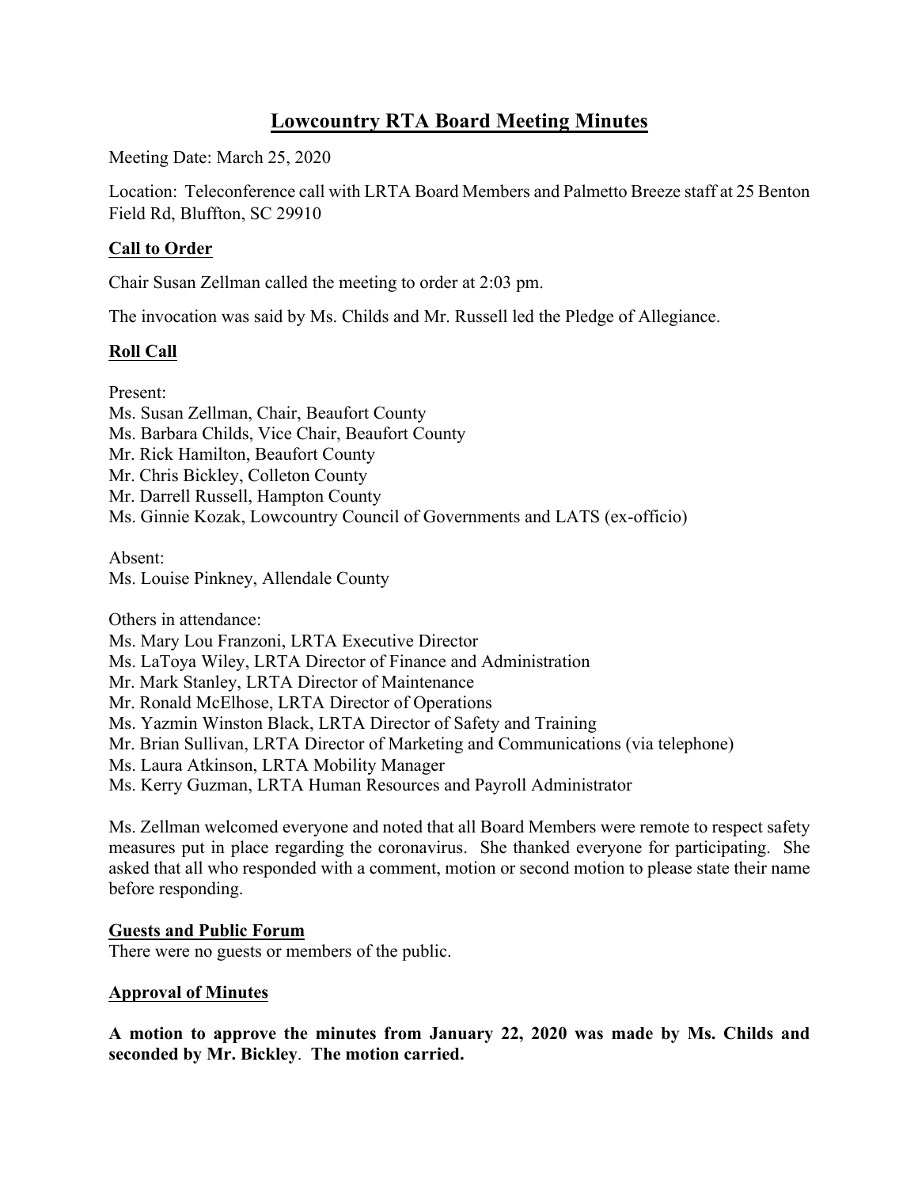# Lowcountry RTA Board Meeting Minutes

Meeting Date: March 25, 2020

Location: Teleconference call with LRTA Board Members and Palmetto Breeze staff at 25 Benton Field Rd, Bluffton, SC 29910

## Call to Order

Chair Susan Zellman called the meeting to order at 2:03 pm.

The invocation was said by Ms. Childs and Mr. Russell led the Pledge of Allegiance.

## Roll Call

Present:
Ms. Susan Zellman, Chair, Beaufort County
Ms. Barbara Childs, Vice Chair, Beaufort County
Mr. Rick Hamilton, Beaufort County
Mr. Chris Bickley, Colleton County
Mr. Darrell Russell, Hampton County
Ms. Ginnie Kozak, Lowcountry Council of Governments and LATS (ex-officio)

Absent:
Ms. Louise Pinkney, Allendale County

Others in attendance:
Ms. Mary Lou Franzoni, LRTA Executive Director
Ms. LaToya Wiley, LRTA Director of Finance and Administration
Mr. Mark Stanley, LRTA Director of Maintenance
Mr. Ronald McElhose, LRTA Director of Operations
Ms. Yazmin Winston Black, LRTA Director of Safety and Training
Mr. Brian Sullivan, LRTA Director of Marketing and Communications (via telephone)
Ms. Laura Atkinson, LRTA Mobility Manager
Ms. Kerry Guzman, LRTA Human Resources and Payroll Administrator

Ms. Zellman welcomed everyone and noted that all Board Members were remote to respect safety measures put in place regarding the coronavirus. She thanked everyone for participating. She asked that all who responded with a comment, motion or second motion to please state their name before responding.

## Guests and Public Forum

There were no guests or members of the public.

## Approval of Minutes

**A motion to approve the minutes from January 22, 2020 was made by Ms. Childs and seconded by Mr. Bickley. The motion carried.**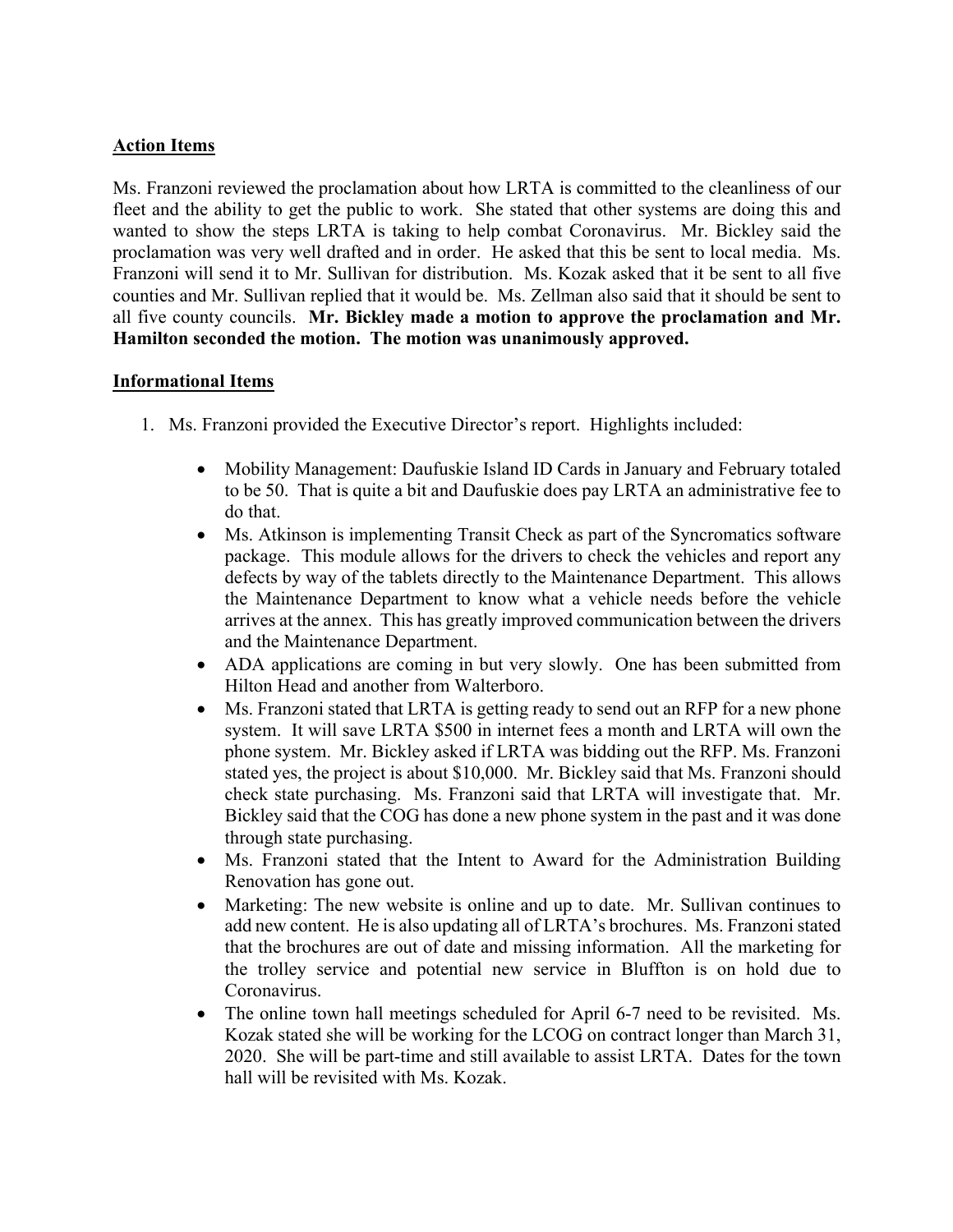**Action Items**

Ms. Franzoni reviewed the proclamation about how LRTA is committed to the cleanliness of our fleet and the ability to get the public to work. She stated that other systems are doing this and wanted to show the steps LRTA is taking to help combat Coronavirus. Mr. Bickley said the proclamation was very well drafted and in order. He asked that this be sent to local media. Ms. Franzoni will send it to Mr. Sullivan for distribution. Ms. Kozak asked that it be sent to all five counties and Mr. Sullivan replied that it would be. Ms. Zellman also said that it should be sent to all five county councils. **Mr. Bickley made a motion to approve the proclamation and Mr. Hamilton seconded the motion. The motion was unanimously approved.**

**Informational Items**

1. Ms. Franzoni provided the Executive Director's report. Highlights included:

    - Mobility Management: Daufuskie Island ID Cards in January and February totaled to be 50. That is quite a bit and Daufuskie does pay LRTA an administrative fee to do that.
    - Ms. Atkinson is implementing Transit Check as part of the Syncromatics software package. This module allows for the drivers to check the vehicles and report any defects by way of the tablets directly to the Maintenance Department. This allows the Maintenance Department to know what a vehicle needs before the vehicle arrives at the annex. This has greatly improved communication between the drivers and the Maintenance Department.
    - ADA applications are coming in but very slowly. One has been submitted from Hilton Head and another from Walterboro.
    - Ms. Franzoni stated that LRTA is getting ready to send out an RFP for a new phone system. It will save LRTA $500 in internet fees a month and LRTA will own the phone system. Mr. Bickley asked if LRTA was bidding out the RFP. Ms. Franzoni stated yes, the project is about $10,000. Mr. Bickley said that Ms. Franzoni should check state purchasing. Ms. Franzoni said that LRTA will investigate that. Mr. Bickley said that the COG has done a new phone system in the past and it was done through state purchasing.
    - Ms. Franzoni stated that the Intent to Award for the Administration Building Renovation has gone out.
    - Marketing: The new website is online and up to date. Mr. Sullivan continues to add new content. He is also updating all of LRTA's brochures. Ms. Franzoni stated that the brochures are out of date and missing information. All the marketing for the trolley service and potential new service in Bluffton is on hold due to Coronavirus.
    - The online town hall meetings scheduled for April 6-7 need to be revisited. Ms. Kozak stated she will be working for the LCOG on contract longer than March 31, 2020. She will be part-time and still available to assist LRTA. Dates for the town hall will be revisited with Ms. Kozak.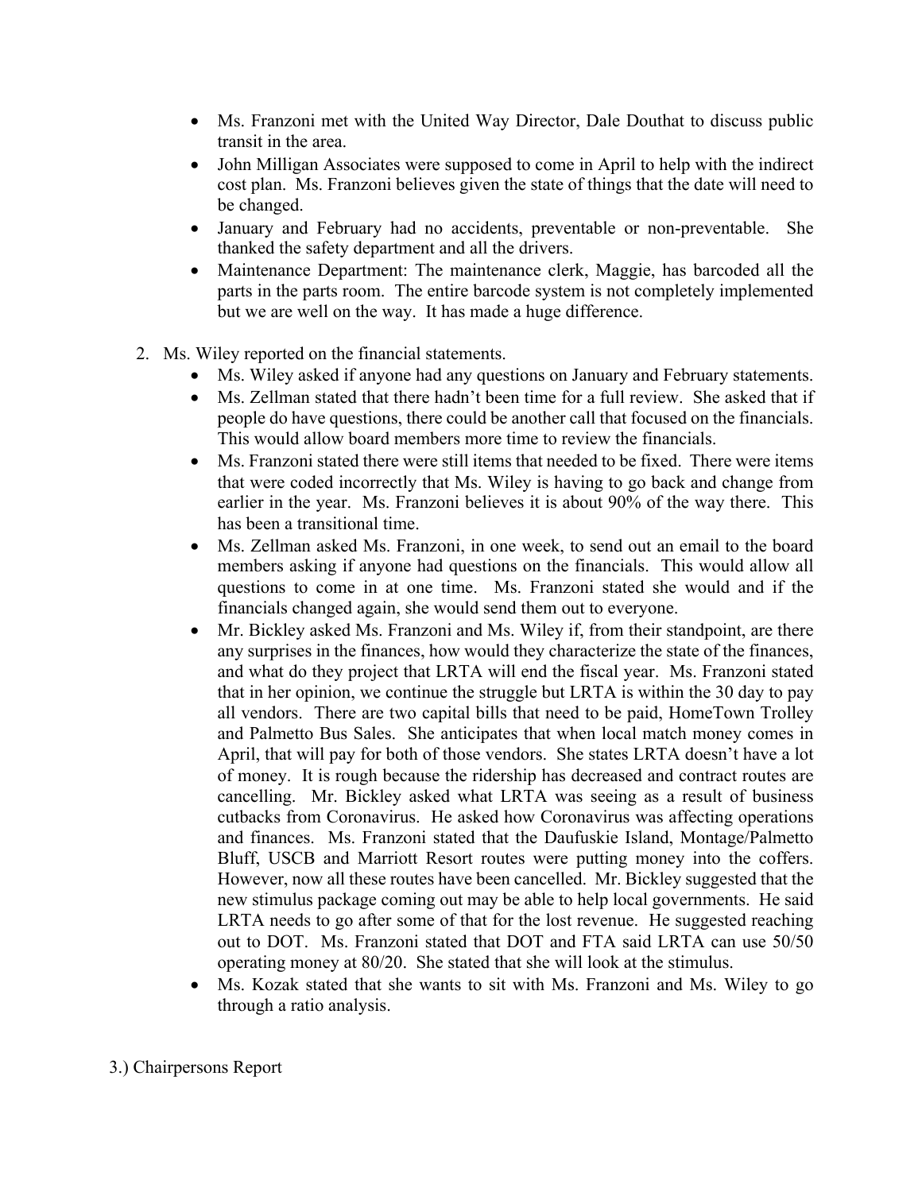- Ms. Franzoni met with the United Way Director, Dale Douthat to discuss public transit in the area.
- John Milligan Associates were supposed to come in April to help with the indirect cost plan. Ms. Franzoni believes given the state of things that the date will need to be changed.
- January and February had no accidents, preventable or non-preventable. She thanked the safety department and all the drivers.
- Maintenance Department: The maintenance clerk, Maggie, has barcoded all the parts in the parts room. The entire barcode system is not completely implemented but we are well on the way. It has made a huge difference.

2. Ms. Wiley reported on the financial statements.
   - Ms. Wiley asked if anyone had any questions on January and February statements.
   - Ms. Zellman stated that there hadn't been time for a full review. She asked that if people do have questions, there could be another call that focused on the financials. This would allow board members more time to review the financials.
   - Ms. Franzoni stated there were still items that needed to be fixed. There were items that were coded incorrectly that Ms. Wiley is having to go back and change from earlier in the year. Ms. Franzoni believes it is about 90% of the way there. This has been a transitional time.
   - Ms. Zellman asked Ms. Franzoni, in one week, to send out an email to the board members asking if anyone had questions on the financials. This would allow all questions to come in at one time. Ms. Franzoni stated she would and if the financials changed again, she would send them out to everyone.
   - Mr. Bickley asked Ms. Franzoni and Ms. Wiley if, from their standpoint, are there any surprises in the finances, how would they characterize the state of the finances, and what do they project that LRTA will end the fiscal year. Ms. Franzoni stated that in her opinion, we continue the struggle but LRTA is within the 30 day to pay all vendors. There are two capital bills that need to be paid, HomeTown Trolley and Palmetto Bus Sales. She anticipates that when local match money comes in April, that will pay for both of those vendors. She states LRTA doesn't have a lot of money. It is rough because the ridership has decreased and contract routes are cancelling. Mr. Bickley asked what LRTA was seeing as a result of business cutbacks from Coronavirus. He asked how Coronavirus was affecting operations and finances. Ms. Franzoni stated that the Daufuskie Island, Montage/Palmetto Bluff, USCB and Marriott Resort routes were putting money into the coffers. However, now all these routes have been cancelled. Mr. Bickley suggested that the new stimulus package coming out may be able to help local governments. He said LRTA needs to go after some of that for the lost revenue. He suggested reaching out to DOT. Ms. Franzoni stated that DOT and FTA said LRTA can use 50/50 operating money at 80/20. She stated that she will look at the stimulus.
   - Ms. Kozak stated that she wants to sit with Ms. Franzoni and Ms. Wiley to go through a ratio analysis.

3.) Chairpersons Report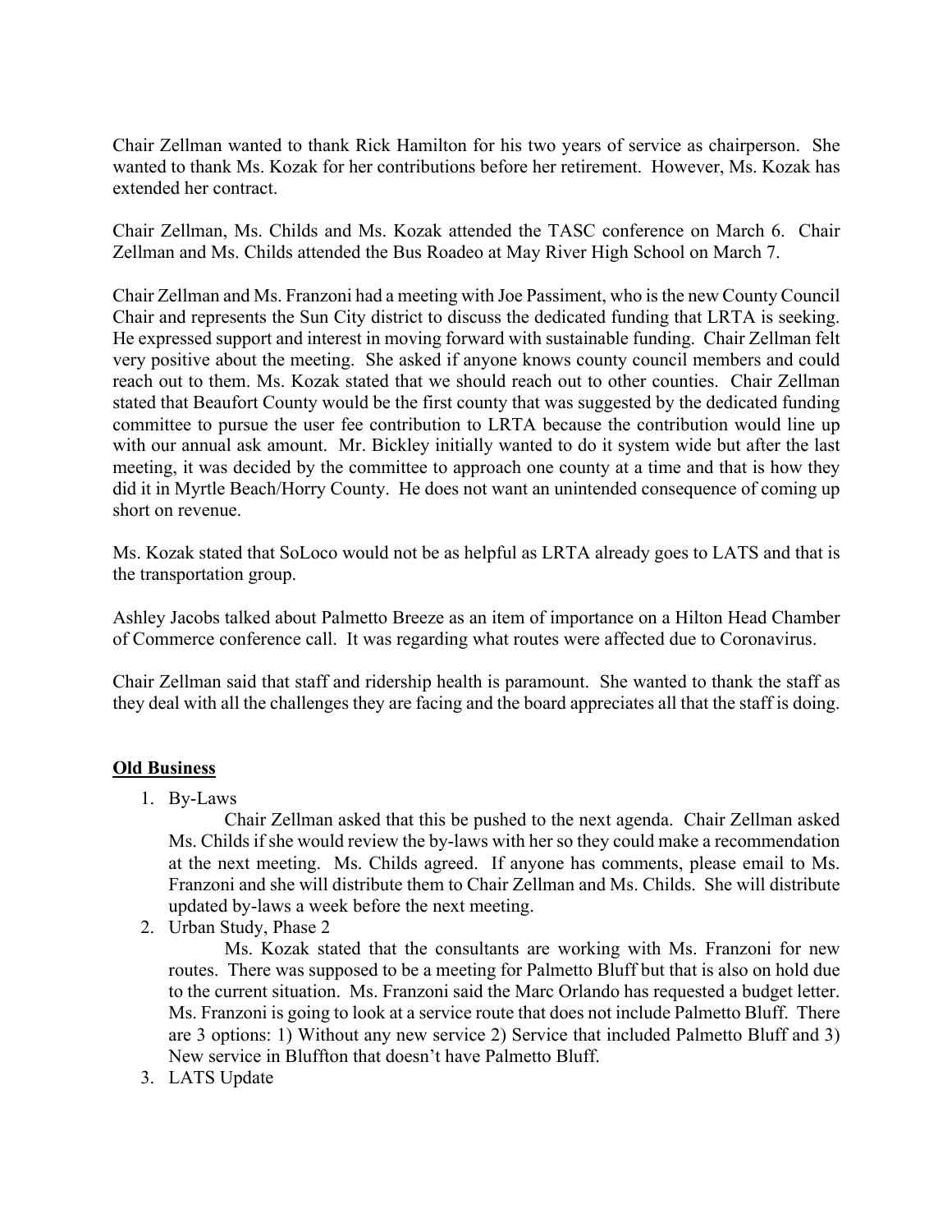Chair Zellman wanted to thank Rick Hamilton for his two years of service as chairperson. She wanted to thank Ms. Kozak for her contributions before her retirement. However, Ms. Kozak has extended her contract.

Chair Zellman, Ms. Childs and Ms. Kozak attended the TASC conference on March 6. Chair Zellman and Ms. Childs attended the Bus Roadeo at May River High School on March 7.

Chair Zellman and Ms. Franzoni had a meeting with Joe Passiment, who is the new County Council Chair and represents the Sun City district to discuss the dedicated funding that LRTA is seeking. He expressed support and interest in moving forward with sustainable funding. Chair Zellman felt very positive about the meeting. She asked if anyone knows county council members and could reach out to them. Ms. Kozak stated that we should reach out to other counties. Chair Zellman stated that Beaufort County would be the first county that was suggested by the dedicated funding committee to pursue the user fee contribution to LRTA because the contribution would line up with our annual ask amount. Mr. Bickley initially wanted to do it system wide but after the last meeting, it was decided by the committee to approach one county at a time and that is how they did it in Myrtle Beach/Horry County. He does not want an unintended consequence of coming up short on revenue.

Ms. Kozak stated that SoLoco would not be as helpful as LRTA already goes to LATS and that is the transportation group.

Ashley Jacobs talked about Palmetto Breeze as an item of importance on a Hilton Head Chamber of Commerce conference call. It was regarding what routes were affected due to Coronavirus.

Chair Zellman said that staff and ridership health is paramount. She wanted to thank the staff as they deal with all the challenges they are facing and the board appreciates all that the staff is doing.

**Old Business**

1. By-Laws

   Chair Zellman asked that this be pushed to the next agenda. Chair Zellman asked Ms. Childs if she would review the by-laws with her so they could make a recommendation at the next meeting. Ms. Childs agreed. If anyone has comments, please email to Ms. Franzoni and she will distribute them to Chair Zellman and Ms. Childs. She will distribute updated by-laws a week before the next meeting.

2. Urban Study, Phase 2

   Ms. Kozak stated that the consultants are working with Ms. Franzoni for new routes. There was supposed to be a meeting for Palmetto Bluff but that is also on hold due to the current situation. Ms. Franzoni said the Marc Orlando has requested a budget letter. Ms. Franzoni is going to look at a service route that does not include Palmetto Bluff. There are 3 options: 1) Without any new service 2) Service that included Palmetto Bluff and 3) New service in Bluffton that doesn't have Palmetto Bluff.

3. LATS Update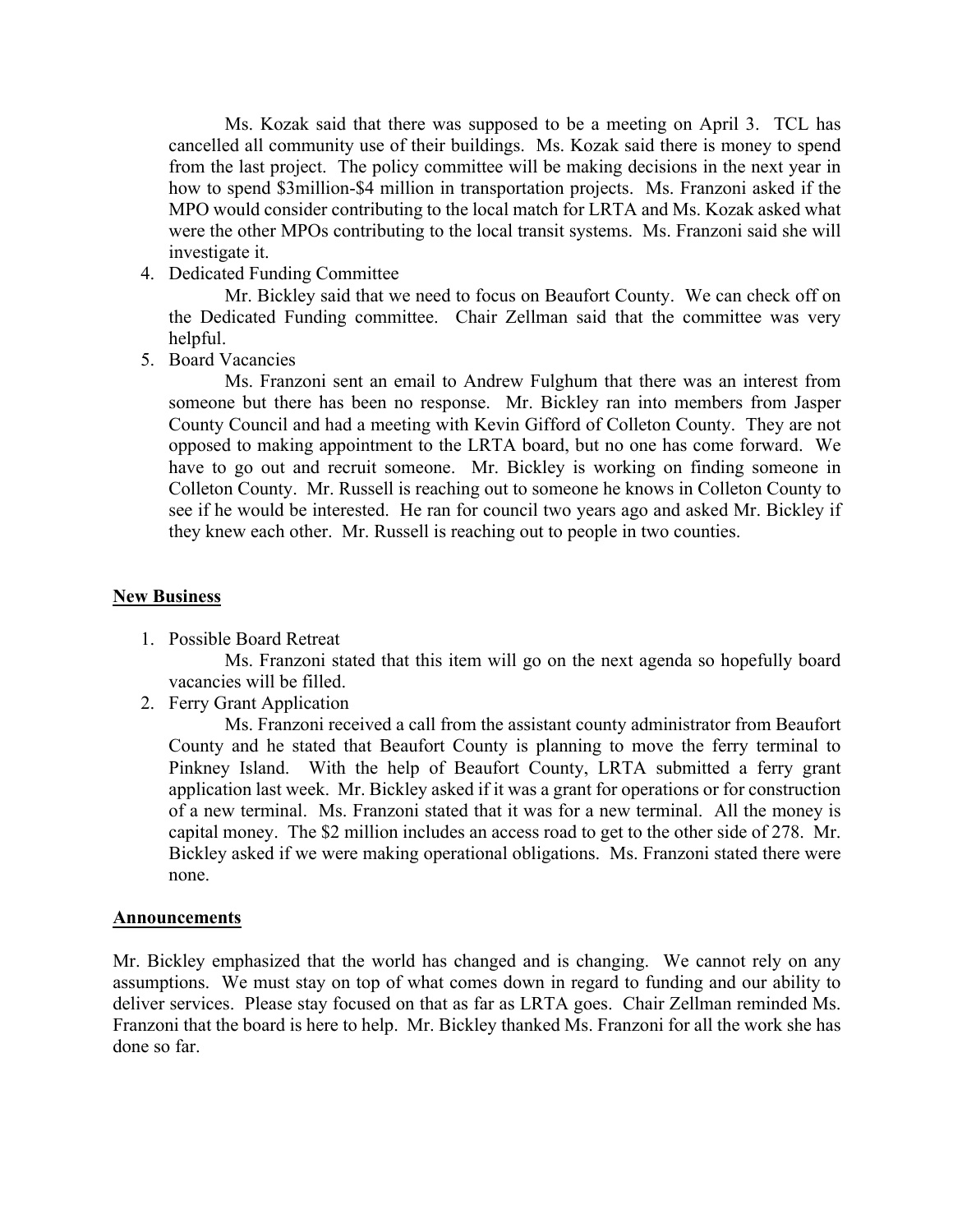Ms. Kozak said that there was supposed to be a meeting on April 3. TCL has cancelled all community use of their buildings. Ms. Kozak said there is money to spend from the last project. The policy committee will be making decisions in the next year in how to spend $3million-$4 million in transportation projects. Ms. Franzoni asked if the MPO would consider contributing to the local match for LRTA and Ms. Kozak asked what were the other MPOs contributing to the local transit systems. Ms. Franzoni said she will investigate it.

4. Dedicated Funding Committee

   Mr. Bickley said that we need to focus on Beaufort County. We can check off on the Dedicated Funding committee. Chair Zellman said that the committee was very helpful.

5. Board Vacancies

   Ms. Franzoni sent an email to Andrew Fulghum that there was an interest from someone but there has been no response. Mr. Bickley ran into members from Jasper County Council and had a meeting with Kevin Gifford of Colleton County. They are not opposed to making appointment to the LRTA board, but no one has come forward. We have to go out and recruit someone. Mr. Bickley is working on finding someone in Colleton County. Mr. Russell is reaching out to someone he knows in Colleton County to see if he would be interested. He ran for council two years ago and asked Mr. Bickley if they knew each other. Mr. Russell is reaching out to people in two counties.

## New Business

1. Possible Board Retreat

   Ms. Franzoni stated that this item will go on the next agenda so hopefully board vacancies will be filled.

2. Ferry Grant Application

   Ms. Franzoni received a call from the assistant county administrator from Beaufort County and he stated that Beaufort County is planning to move the ferry terminal to Pinkney Island. With the help of Beaufort County, LRTA submitted a ferry grant application last week. Mr. Bickley asked if it was a grant for operations or for construction of a new terminal. Ms. Franzoni stated that it was for a new terminal. All the money is capital money. The $2 million includes an access road to get to the other side of 278. Mr. Bickley asked if we were making operational obligations. Ms. Franzoni stated there were none.

## Announcements

Mr. Bickley emphasized that the world has changed and is changing. We cannot rely on any assumptions. We must stay on top of what comes down in regard to funding and our ability to deliver services. Please stay focused on that as far as LRTA goes. Chair Zellman reminded Ms. Franzoni that the board is here to help. Mr. Bickley thanked Ms. Franzoni for all the work she has done so far.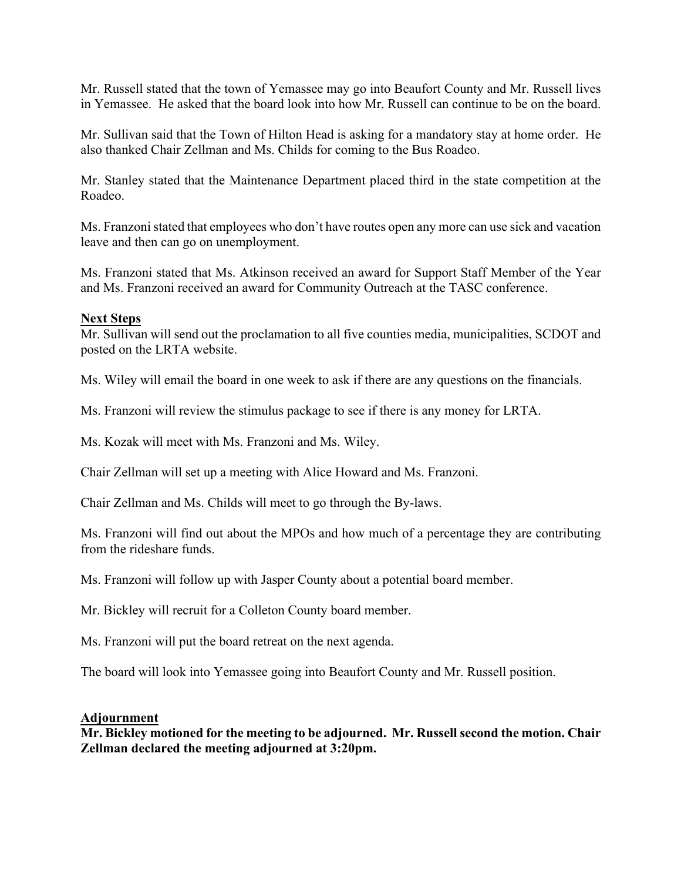Mr. Russell stated that the town of Yemassee may go into Beaufort County and Mr. Russell lives in Yemassee. He asked that the board look into how Mr. Russell can continue to be on the board.

Mr. Sullivan said that the Town of Hilton Head is asking for a mandatory stay at home order. He also thanked Chair Zellman and Ms. Childs for coming to the Bus Roadeo.

Mr. Stanley stated that the Maintenance Department placed third in the state competition at the Roadeo.

Ms. Franzoni stated that employees who don't have routes open any more can use sick and vacation leave and then can go on unemployment.

Ms. Franzoni stated that Ms. Atkinson received an award for Support Staff Member of the Year and Ms. Franzoni received an award for Community Outreach at the TASC conference.

**Next Steps**

Mr. Sullivan will send out the proclamation to all five counties media, municipalities, SCDOT and posted on the LRTA website.

Ms. Wiley will email the board in one week to ask if there are any questions on the financials.

Ms. Franzoni will review the stimulus package to see if there is any money for LRTA.

Ms. Kozak will meet with Ms. Franzoni and Ms. Wiley.

Chair Zellman will set up a meeting with Alice Howard and Ms. Franzoni.

Chair Zellman and Ms. Childs will meet to go through the By-laws.

Ms. Franzoni will find out about the MPOs and how much of a percentage they are contributing from the rideshare funds.

Ms. Franzoni will follow up with Jasper County about a potential board member.

Mr. Bickley will recruit for a Colleton County board member.

Ms. Franzoni will put the board retreat on the next agenda.

The board will look into Yemassee going into Beaufort County and Mr. Russell position.

**Adjournment**

**Mr. Bickley motioned for the meeting to be adjourned. Mr. Russell second the motion. Chair Zellman declared the meeting adjourned at 3:20pm.**